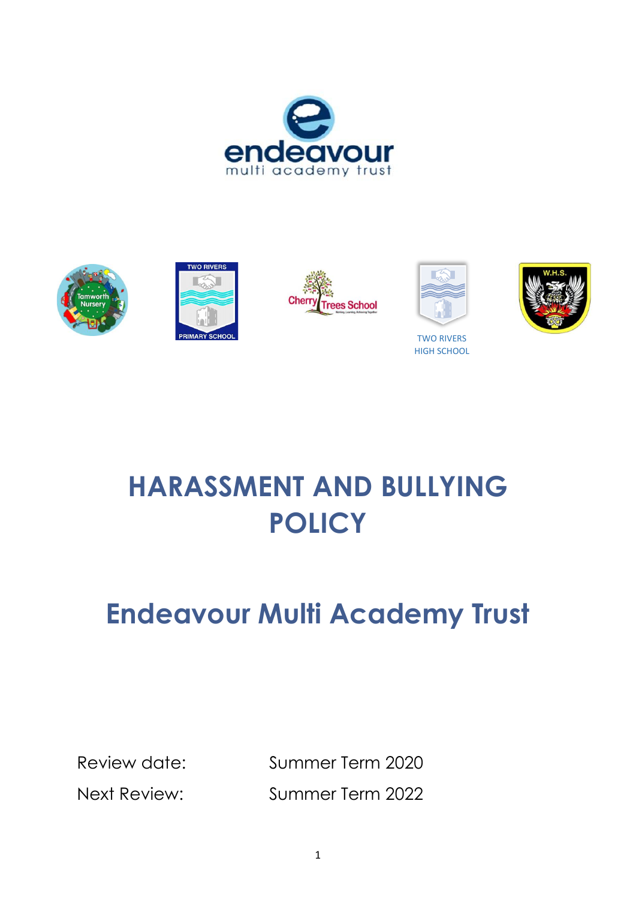endeavour
multi academy trust

TWO RIVERS HIGH SCHOOL

# HARASSMENT AND BULLYING POLICY

## Endeavour Multi Academy Trust

Review date: Summer Term 2020

Next Review: Summer Term 2022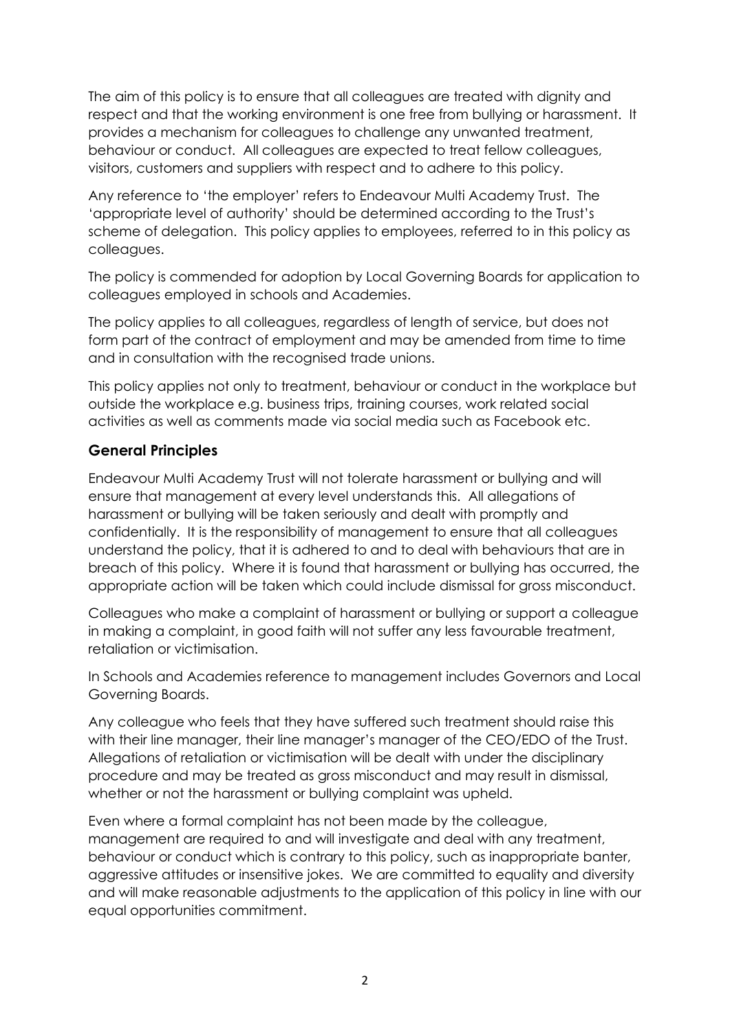The aim of this policy is to ensure that all colleagues are treated with dignity and respect and that the working environment is one free from bullying or harassment. It provides a mechanism for colleagues to challenge any unwanted treatment, behaviour or conduct. All colleagues are expected to treat fellow colleagues, visitors, customers and suppliers with respect and to adhere to this policy.

Any reference to 'the employer' refers to Endeavour Multi Academy Trust. The 'appropriate level of authority' should be determined according to the Trust's scheme of delegation. This policy applies to employees, referred to in this policy as colleagues.

The policy is commended for adoption by Local Governing Boards for application to colleagues employed in schools and Academies.

The policy applies to all colleagues, regardless of length of service, but does not form part of the contract of employment and may be amended from time to time and in consultation with the recognised trade unions.

This policy applies not only to treatment, behaviour or conduct in the workplace but outside the workplace e.g. business trips, training courses, work related social activities as well as comments made via social media such as Facebook etc.

## General Principles

Endeavour Multi Academy Trust will not tolerate harassment or bullying and will ensure that management at every level understands this. All allegations of harassment or bullying will be taken seriously and dealt with promptly and confidentially. It is the responsibility of management to ensure that all colleagues understand the policy, that it is adhered to and to deal with behaviours that are in breach of this policy. Where it is found that harassment or bullying has occurred, the appropriate action will be taken which could include dismissal for gross misconduct.

Colleagues who make a complaint of harassment or bullying or support a colleague in making a complaint, in good faith will not suffer any less favourable treatment, retaliation or victimisation.

In Schools and Academies reference to management includes Governors and Local Governing Boards.

Any colleague who feels that they have suffered such treatment should raise this with their line manager, their line manager's manager of the CEO/EDO of the Trust. Allegations of retaliation or victimisation will be dealt with under the disciplinary procedure and may be treated as gross misconduct and may result in dismissal, whether or not the harassment or bullying complaint was upheld.

Even where a formal complaint has not been made by the colleague, management are required to and will investigate and deal with any treatment, behaviour or conduct which is contrary to this policy, such as inappropriate banter, aggressive attitudes or insensitive jokes. We are committed to equality and diversity and will make reasonable adjustments to the application of this policy in line with our equal opportunities commitment.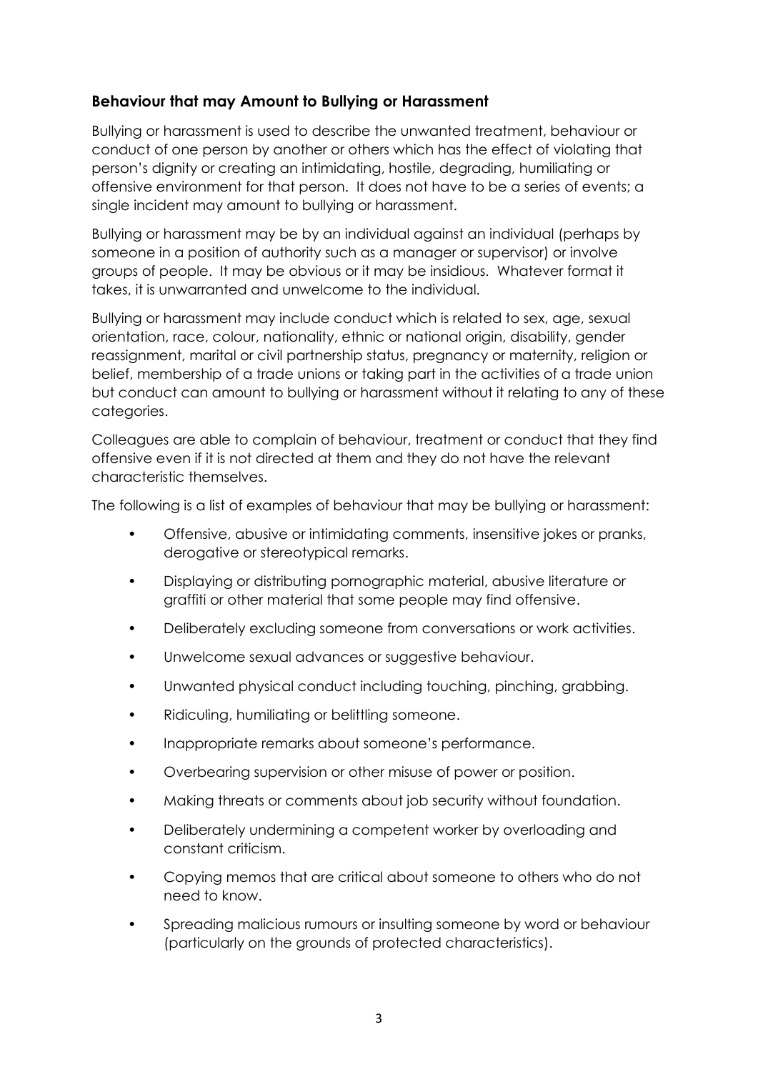## Behaviour that may Amount to Bullying or Harassment

Bullying or harassment is used to describe the unwanted treatment, behaviour or conduct of one person by another or others which has the effect of violating that person's dignity or creating an intimidating, hostile, degrading, humiliating or offensive environment for that person. It does not have to be a series of events; a single incident may amount to bullying or harassment.

Bullying or harassment may be by an individual against an individual (perhaps by someone in a position of authority such as a manager or supervisor) or involve groups of people. It may be obvious or it may be insidious. Whatever format it takes, it is unwarranted and unwelcome to the individual.

Bullying or harassment may include conduct which is related to sex, age, sexual orientation, race, colour, nationality, ethnic or national origin, disability, gender reassignment, marital or civil partnership status, pregnancy or maternity, religion or belief, membership of a trade unions or taking part in the activities of a trade union but conduct can amount to bullying or harassment without it relating to any of these categories.

Colleagues are able to complain of behaviour, treatment or conduct that they find offensive even if it is not directed at them and they do not have the relevant characteristic themselves.

The following is a list of examples of behaviour that may be bullying or harassment:

- Offensive, abusive or intimidating comments, insensitive jokes or pranks, derogative or stereotypical remarks.
- Displaying or distributing pornographic material, abusive literature or graffiti or other material that some people may find offensive.
- Deliberately excluding someone from conversations or work activities.
- Unwelcome sexual advances or suggestive behaviour.
- Unwanted physical conduct including touching, pinching, grabbing.
- Ridiculing, humiliating or belittling someone.
- Inappropriate remarks about someone's performance.
- Overbearing supervision or other misuse of power or position.
- Making threats or comments about job security without foundation.
- Deliberately undermining a competent worker by overloading and constant criticism.
- Copying memos that are critical about someone to others who do not need to know.
- Spreading malicious rumours or insulting someone by word or behaviour (particularly on the grounds of protected characteristics).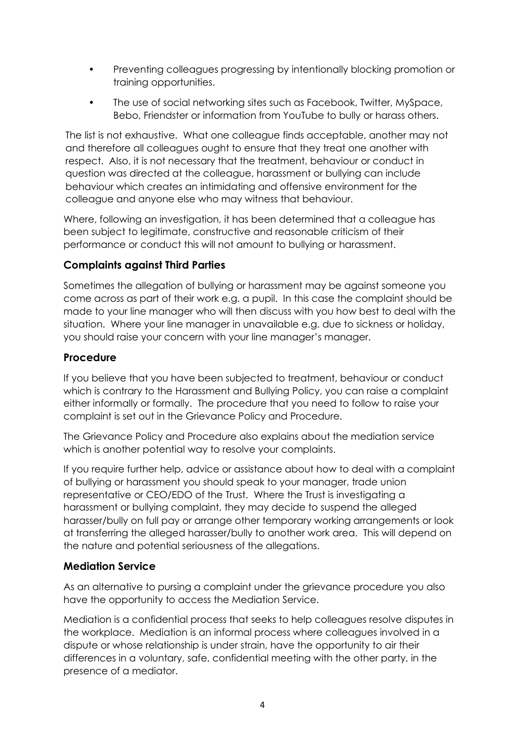- Preventing colleagues progressing by intentionally blocking promotion or training opportunities.
- The use of social networking sites such as Facebook, Twitter, MySpace, Bebo, Friendster or information from YouTube to bully or harass others.

The list is not exhaustive. What one colleague finds acceptable, another may not and therefore all colleagues ought to ensure that they treat one another with respect. Also, it is not necessary that the treatment, behaviour or conduct in question was directed at the colleague, harassment or bullying can include behaviour which creates an intimidating and offensive environment for the colleague and anyone else who may witness that behaviour.

Where, following an investigation, it has been determined that a colleague has been subject to legitimate, constructive and reasonable criticism of their performance or conduct this will not amount to bullying or harassment.

## Complaints against Third Parties

Sometimes the allegation of bullying or harassment may be against someone you come across as part of their work e.g. a pupil. In this case the complaint should be made to your line manager who will then discuss with you how best to deal with the situation. Where your line manager in unavailable e.g. due to sickness or holiday, you should raise your concern with your line manager's manager.

## Procedure

If you believe that you have been subjected to treatment, behaviour or conduct which is contrary to the Harassment and Bullying Policy, you can raise a complaint either informally or formally. The procedure that you need to follow to raise your complaint is set out in the Grievance Policy and Procedure.

The Grievance Policy and Procedure also explains about the mediation service which is another potential way to resolve your complaints.

If you require further help, advice or assistance about how to deal with a complaint of bullying or harassment you should speak to your manager, trade union representative or CEO/EDO of the Trust. Where the Trust is investigating a harassment or bullying complaint, they may decide to suspend the alleged harasser/bully on full pay or arrange other temporary working arrangements or look at transferring the alleged harasser/bully to another work area. This will depend on the nature and potential seriousness of the allegations.

## Mediation Service

As an alternative to pursing a complaint under the grievance procedure you also have the opportunity to access the Mediation Service.

Mediation is a confidential process that seeks to help colleagues resolve disputes in the workplace. Mediation is an informal process where colleagues involved in a dispute or whose relationship is under strain, have the opportunity to air their differences in a voluntary, safe, confidential meeting with the other party, in the presence of a mediator.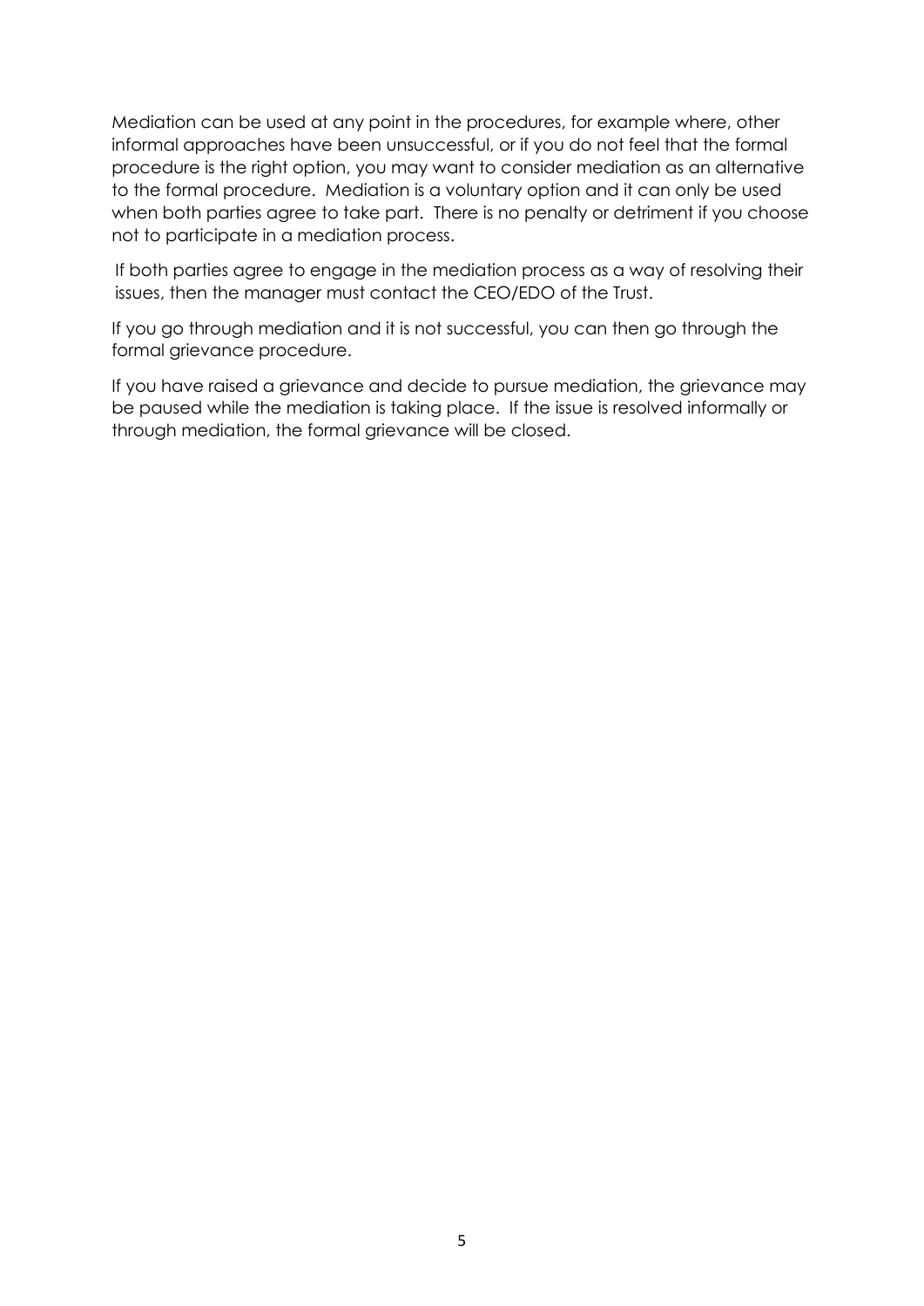Mediation can be used at any point in the procedures, for example where, other informal approaches have been unsuccessful, or if you do not feel that the formal procedure is the right option, you may want to consider mediation as an alternative to the formal procedure. Mediation is a voluntary option and it can only be used when both parties agree to take part. There is no penalty or detriment if you choose not to participate in a mediation process.

If both parties agree to engage in the mediation process as a way of resolving their issues, then the manager must contact the CEO/EDO of the Trust.

If you go through mediation and it is not successful, you can then go through the formal grievance procedure.

If you have raised a grievance and decide to pursue mediation, the grievance may be paused while the mediation is taking place. If the issue is resolved informally or through mediation, the formal grievance will be closed.